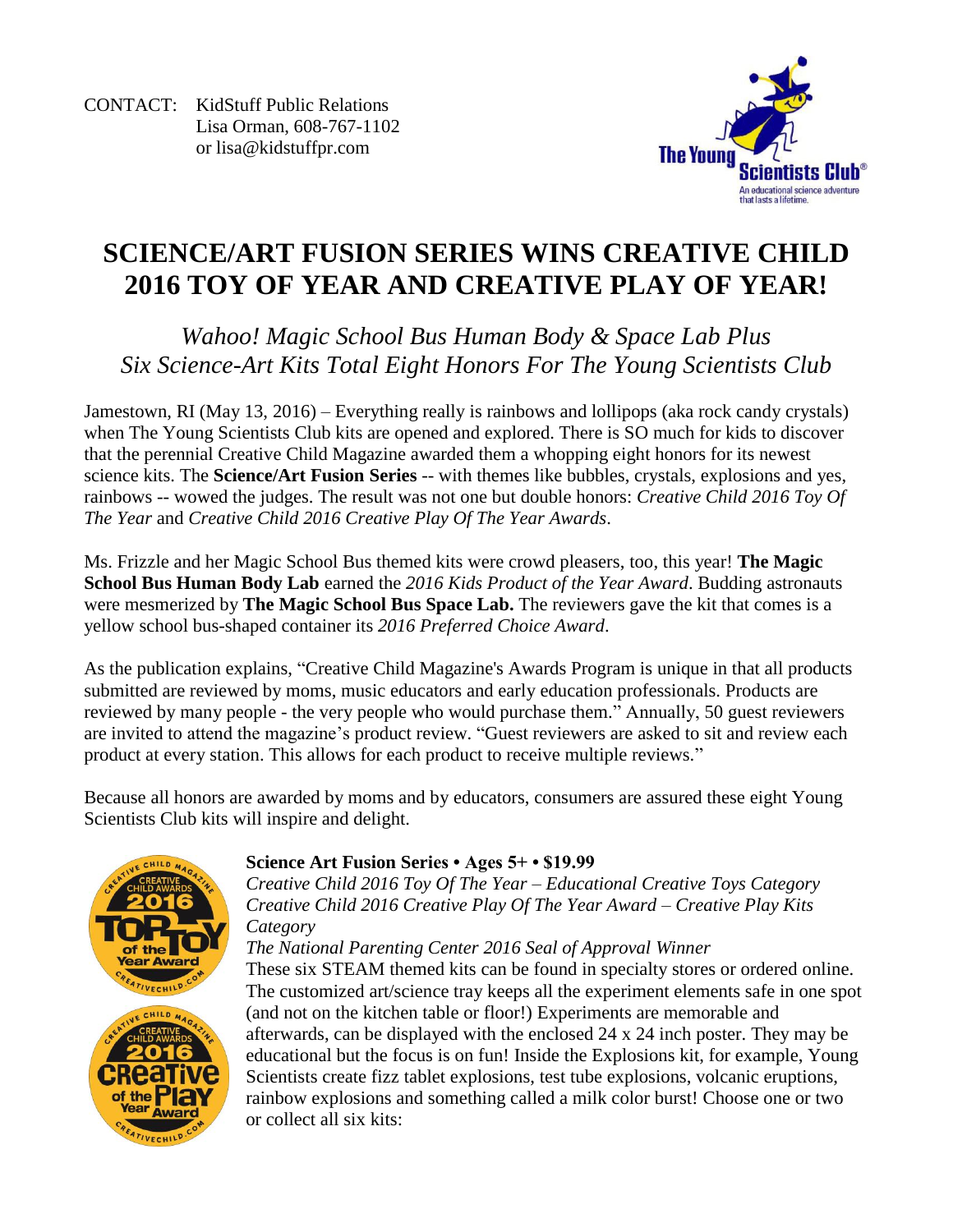CONTACT: KidStuff Public Relations
Lisa Orman, 608-767-1102
or lisa@kidstuffpr.com

The Young Scientists Club®
An educational science adventure that lasts a lifetime.

# SCIENCE/ART FUSION SERIES WINS CREATIVE CHILD 2016 TOY OF YEAR AND CREATIVE PLAY OF YEAR!

## *Wahoo! Magic School Bus Human Body & Space Lab Plus Six Science-Art Kits Total Eight Honors For The Young Scientists Club*

Jamestown, RI (May 13, 2016) – Everything really is rainbows and lollipops (aka rock candy crystals) when The Young Scientists Club kits are opened and explored. There is SO much for kids to discover that the perennial Creative Child Magazine awarded them a whopping eight honors for its newest science kits. The **Science/Art Fusion Series** -- with themes like bubbles, crystals, explosions and yes, rainbows -- wowed the judges. The result was not one but double honors: *Creative Child 2016 Toy Of The Year* and *Creative Child 2016 Creative Play Of The Year Awards*.

Ms. Frizzle and her Magic School Bus themed kits were crowd pleasers, too, this year! **The Magic School Bus Human Body Lab** earned the *2016 Kids Product of the Year Award*. Budding astronauts were mesmerized by **The Magic School Bus Space Lab.** The reviewers gave the kit that comes is a yellow school bus-shaped container its *2016 Preferred Choice Award*.

As the publication explains, "Creative Child Magazine's Awards Program is unique in that all products submitted are reviewed by moms, music educators and early education professionals. Products are reviewed by many people - the very people who would purchase them." Annually, 50 guest reviewers are invited to attend the magazine's product review. "Guest reviewers are asked to sit and review each product at every station. This allows for each product to receive multiple reviews."

Because all honors are awarded by moms and by educators, consumers are assured these eight Young Scientists Club kits will inspire and delight.

**Science Art Fusion Series • Ages 5+ • $19.99**
*Creative Child 2016 Toy Of The Year – Educational Creative Toys Category*
*Creative Child 2016 Creative Play Of The Year Award – Creative Play Kits Category*
*The National Parenting Center 2016 Seal of Approval Winner*
These six STEAM themed kits can be found in specialty stores or ordered online. The customized art/science tray keeps all the experiment elements safe in one spot (and not on the kitchen table or floor!) Experiments are memorable and afterwards, can be displayed with the enclosed 24 x 24 inch poster. They may be educational but the focus is on fun! Inside the Explosions kit, for example, Young Scientists create fizz tablet explosions, test tube explosions, volcanic eruptions, rainbow explosions and something called a milk color burst! Choose one or two or collect all six kits: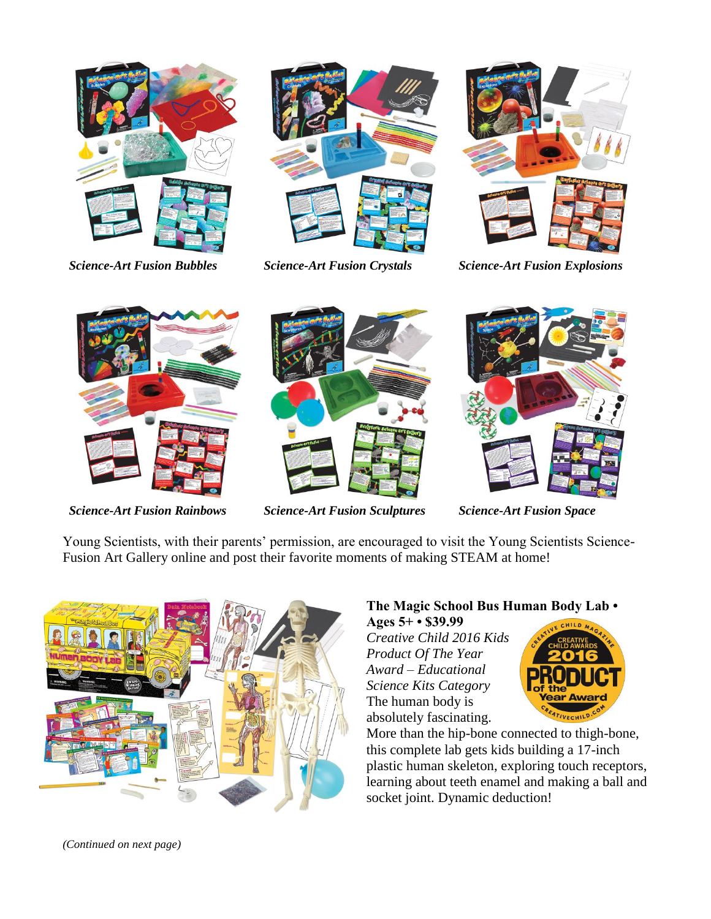*Science-Art Fusion Bubbles*

*Science-Art Fusion Crystals*

*Science-Art Fusion Explosions*

*Science-Art Fusion Rainbows*

*Science-Art Fusion Sculptures*

*Science-Art Fusion Space*

Young Scientists, with their parents' permission, are encouraged to visit the Young Scientists Science-Fusion Art Gallery online and post their favorite moments of making STEAM at home!

**The Magic School Bus Human Body Lab • Ages 5+ • $39.99**

*Creative Child 2016 Kids Product Of The Year Award – Educational Science Kits Category*

The human body is absolutely fascinating. More than the hip-bone connected to thigh-bone, this complete lab gets kids building a 17-inch plastic human skeleton, exploring touch receptors, learning about teeth enamel and making a ball and socket joint. Dynamic deduction!

*(Continued on next page)*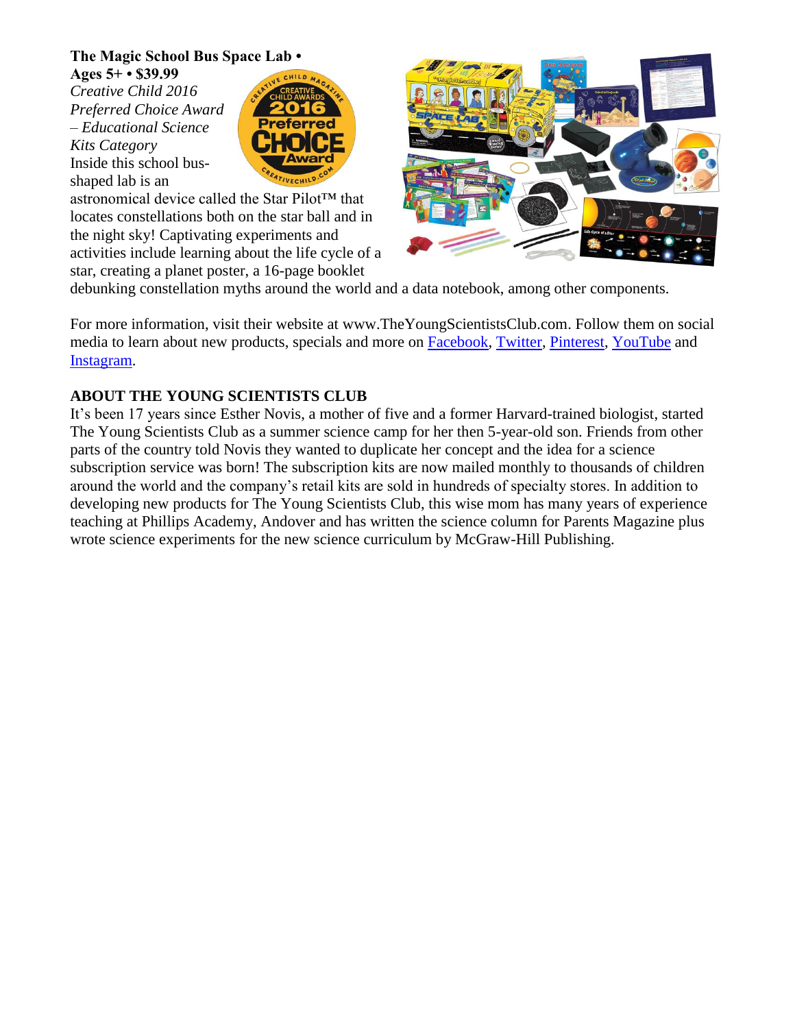**The Magic School Bus Space Lab • Ages 5+ • $39.99**

*Creative Child 2016 Preferred Choice Award – Educational Science Kits Category*

Inside this school bus-shaped lab is an astronomical device called the Star Pilot™ that locates constellations both on the star ball and in the night sky! Captivating experiments and activities include learning about the life cycle of a star, creating a planet poster, a 16-page booklet debunking constellation myths around the world and a data notebook, among other components.

For more information, visit their website at www.TheYoungScientistsClub.com. Follow them on social media to learn about new products, specials and more on Facebook, Twitter, Pinterest, YouTube and Instagram.

**ABOUT THE YOUNG SCIENTISTS CLUB**

It's been 17 years since Esther Novis, a mother of five and a former Harvard-trained biologist, started The Young Scientists Club as a summer science camp for her then 5-year-old son. Friends from other parts of the country told Novis they wanted to duplicate her concept and the idea for a science subscription service was born! The subscription kits are now mailed monthly to thousands of children around the world and the company's retail kits are sold in hundreds of specialty stores. In addition to developing new products for The Young Scientists Club, this wise mom has many years of experience teaching at Phillips Academy, Andover and has written the science column for Parents Magazine plus wrote science experiments for the new science curriculum by McGraw-Hill Publishing.